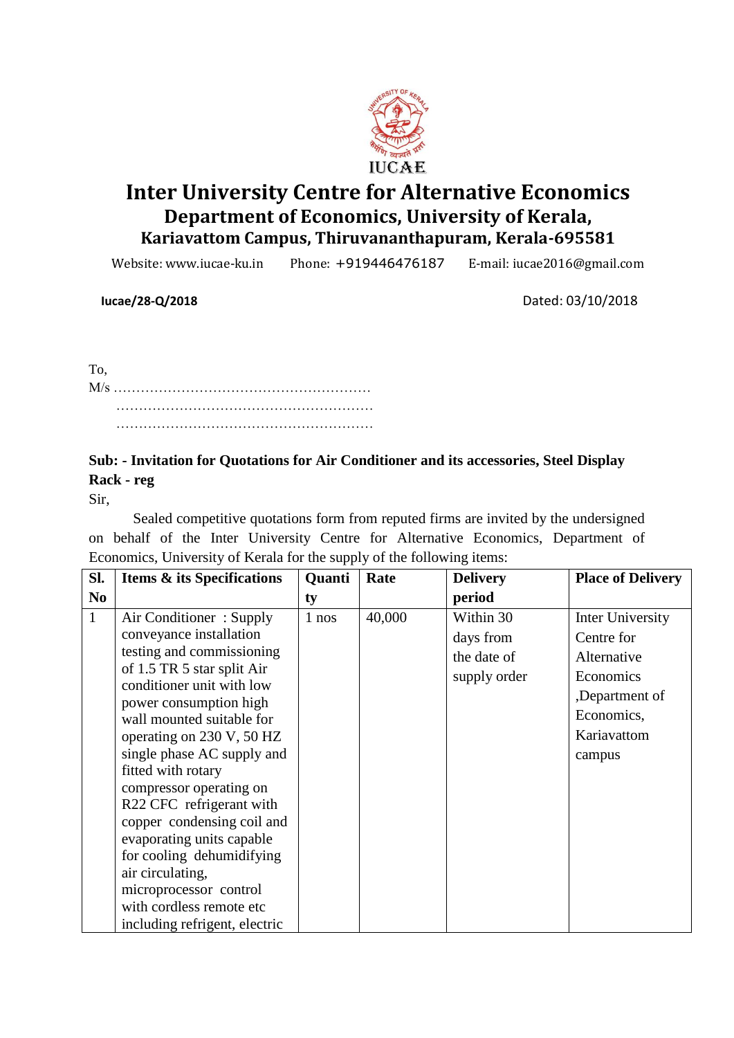IUCAE

# Inter University Centre for Alternative Economics

## Department of Economics, University of Kerala,

### Kariavattom Campus, Thiruvananthapuram, Kerala-695581

Website: www.iucae-ku.in Phone: +919446476187 E-mail: iucae2016@gmail.com

**Iucae/28-Q/2018** Dated: 03/10/2018

To,
M/s ………………………………………………….
………………………………………………….
………………………………………………….

**Sub: - Invitation for Quotations for Air Conditioner and its accessories, Steel Display Rack - reg**

Sir,

Sealed competitive quotations form from reputed firms are invited by the undersigned on behalf of the Inter University Centre for Alternative Economics, Department of Economics, University of Kerala for the supply of the following items:

| Sl. No | Items & its Specifications | Quantity | Rate | Delivery period | Place of Delivery |
|---|---|---|---|---|---|
| 1 | Air Conditioner : Supply conveyance installation testing and commissioning of 1.5 TR 5 star split Air conditioner unit with low power consumption high wall mounted suitable for operating on 230 V, 50 HZ single phase AC supply and fitted with rotary compressor operating on R22 CFC refrigerant with copper condensing coil and evaporating units capable for cooling dehumidifying air circulating, microprocessor control with cordless remote etc including refrigent, electric | 1 nos | 40,000 | Within 30 days from the date of supply order | Inter University Centre for Alternative Economics ,Department of Economics, Kariavattom campus |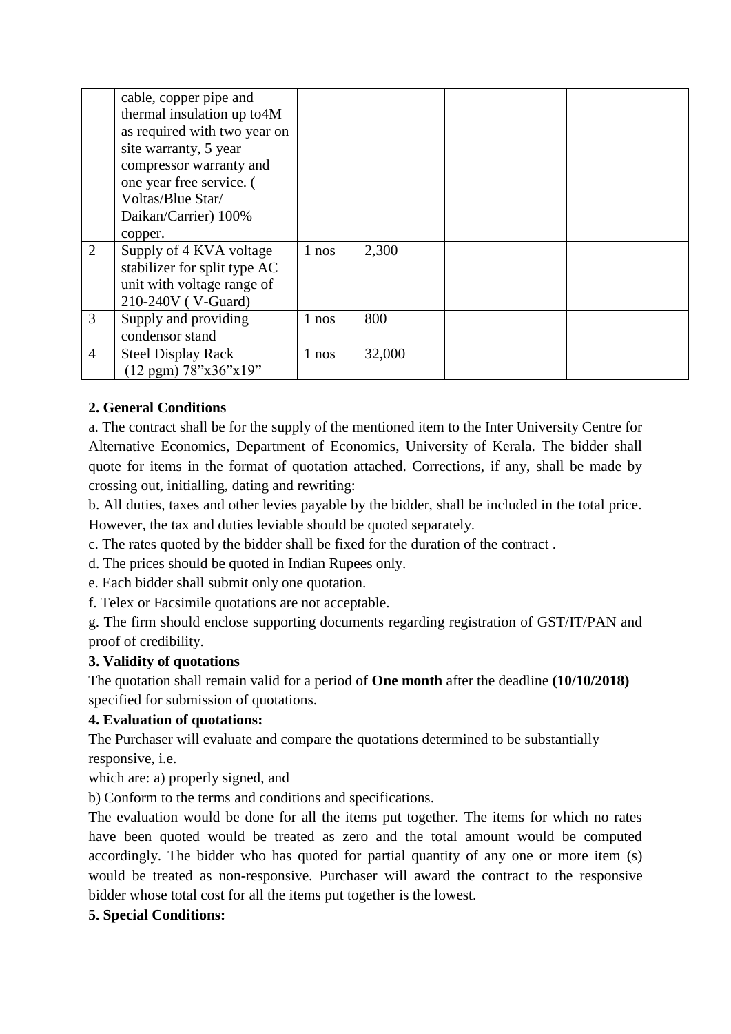| | | | | | |
|---|---|---|---|---|---|
| | cable, copper pipe and thermal insulation up to4M as required with two year on site warranty, 5 year compressor warranty and one year free service. ( Voltas/Blue Star/ Daikan/Carrier) 100% copper. | | | | |
| 2 | Supply of 4 KVA voltage stabilizer for split type AC unit with voltage range of 210-240V ( V-Guard) | 1 nos | 2,300 | | |
| 3 | Supply and providing condensor stand | 1 nos | 800 | | |
| 4 | Steel Display Rack (12 pgm) 78"x36"x19" | 1 nos | 32,000 | | |

**2. General Conditions**

a. The contract shall be for the supply of the mentioned item to the Inter University Centre for Alternative Economics, Department of Economics, University of Kerala. The bidder shall quote for items in the format of quotation attached. Corrections, if any, shall be made by crossing out, initialling, dating and rewriting:

b. All duties, taxes and other levies payable by the bidder, shall be included in the total price. However, the tax and duties leviable should be quoted separately.

c. The rates quoted by the bidder shall be fixed for the duration of the contract .

d. The prices should be quoted in Indian Rupees only.

e. Each bidder shall submit only one quotation.

f. Telex or Facsimile quotations are not acceptable.

g. The firm should enclose supporting documents regarding registration of GST/IT/PAN and proof of credibility.

**3. Validity of quotations**

The quotation shall remain valid for a period of **One month** after the deadline **(10/10/2018)** specified for submission of quotations.

**4. Evaluation of quotations:**

The Purchaser will evaluate and compare the quotations determined to be substantially responsive, i.e.

which are: a) properly signed, and

b) Conform to the terms and conditions and specifications.

The evaluation would be done for all the items put together. The items for which no rates have been quoted would be treated as zero and the total amount would be computed accordingly. The bidder who has quoted for partial quantity of any one or more item (s) would be treated as non-responsive. Purchaser will award the contract to the responsive bidder whose total cost for all the items put together is the lowest.

**5. Special Conditions:**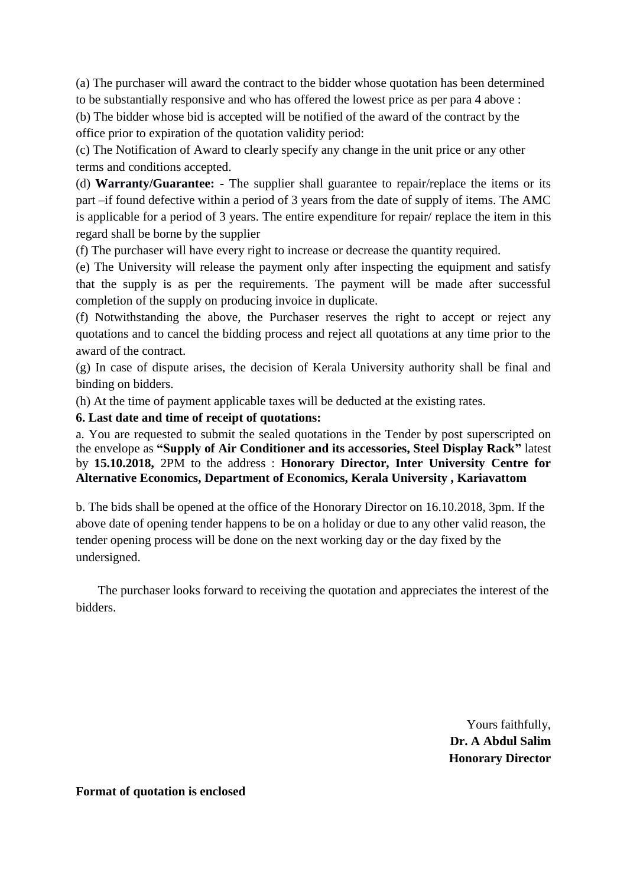(a) The purchaser will award the contract to the bidder whose quotation has been determined to be substantially responsive and who has offered the lowest price as per para 4 above :

(b) The bidder whose bid is accepted will be notified of the award of the contract by the office prior to expiration of the quotation validity period:

(c) The Notification of Award to clearly specify any change in the unit price or any other terms and conditions accepted.

(d) **Warranty/Guarantee: -** The supplier shall guarantee to repair/replace the items or its part –if found defective within a period of 3 years from the date of supply of items. The AMC is applicable for a period of 3 years. The entire expenditure for repair/ replace the item in this regard shall be borne by the supplier

(f) The purchaser will have every right to increase or decrease the quantity required.

(e) The University will release the payment only after inspecting the equipment and satisfy that the supply is as per the requirements. The payment will be made after successful completion of the supply on producing invoice in duplicate.

(f) Notwithstanding the above, the Purchaser reserves the right to accept or reject any quotations and to cancel the bidding process and reject all quotations at any time prior to the award of the contract.

(g) In case of dispute arises, the decision of Kerala University authority shall be final and binding on bidders.

(h) At the time of payment applicable taxes will be deducted at the existing rates.

**6. Last date and time of receipt of quotations:**

a. You are requested to submit the sealed quotations in the Tender by post superscripted on the envelope as **"Supply of Air Conditioner and its accessories, Steel Display Rack"** latest by **15.10.2018,** 2PM to the address : **Honorary Director, Inter University Centre for Alternative Economics, Department of Economics, Kerala University , Kariavattom**

b. The bids shall be opened at the office of the Honorary Director on 16.10.2018, 3pm. If the above date of opening tender happens to be on a holiday or due to any other valid reason, the tender opening process will be done on the next working day or the day fixed by the undersigned.

The purchaser looks forward to receiving the quotation and appreciates the interest of the bidders.

Yours faithfully,
**Dr. A Abdul Salim**
**Honorary Director**

**Format of quotation is enclosed**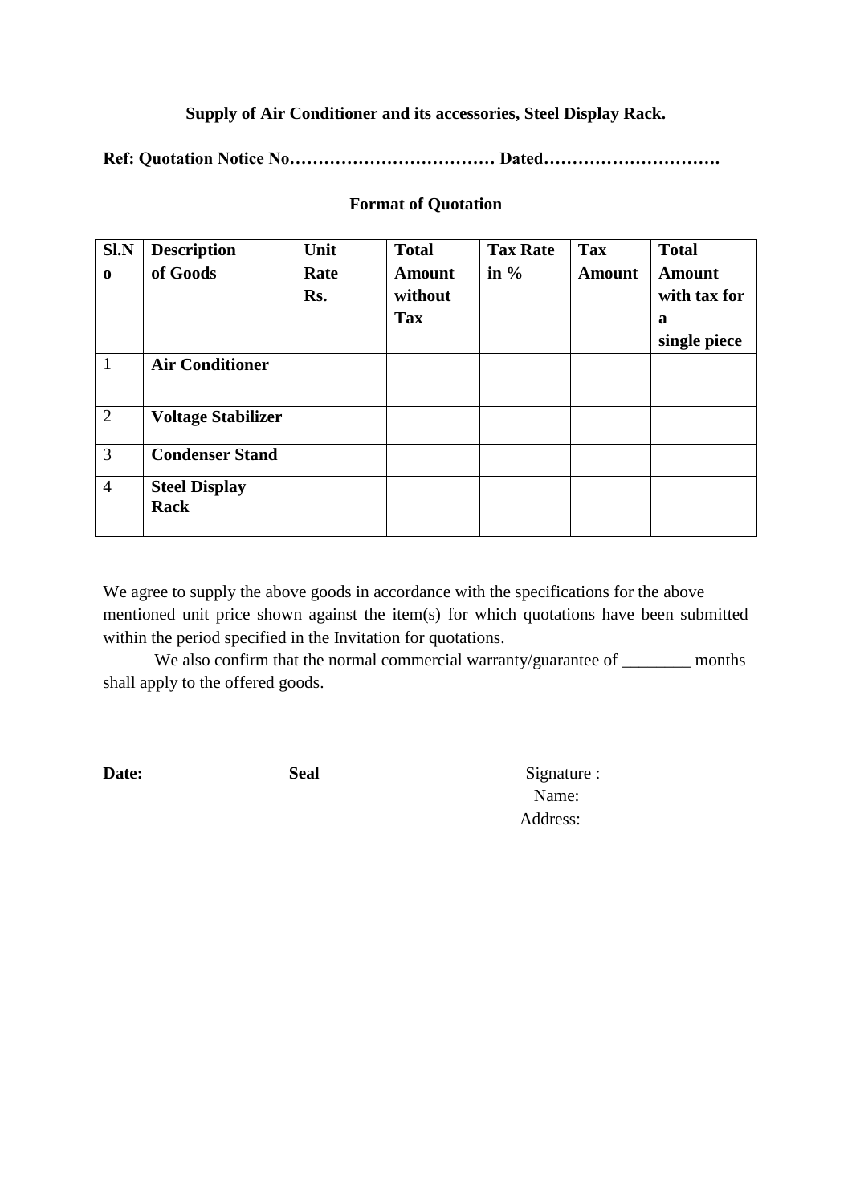**Supply of Air Conditioner and its accessories, Steel Display Rack.**

**Ref: Quotation Notice No……………………………… Dated………………………….**

**Format of Quotation**

| **Sl.No** | **Description of Goods** | **Unit Rate Rs.** | **Total Amount without Tax** | **Tax Rate in %** | **Tax Amount** | **Total Amount with tax for a single piece** |
|---|---|---|---|---|---|---|
| 1 | **Air Conditioner** | | | | | |
| 2 | **Voltage Stabilizer** | | | | | |
| 3 | **Condenser Stand** | | | | | |
| 4 | **Steel Display Rack** | | | | | |

We agree to supply the above goods in accordance with the specifications for the above mentioned unit price shown against the item(s) for which quotations have been submitted within the period specified in the Invitation for quotations.

We also confirm that the normal commercial warranty/guarantee of ________ months shall apply to the offered goods.

**Date:** **Seal** Signature :

Name:

Address: